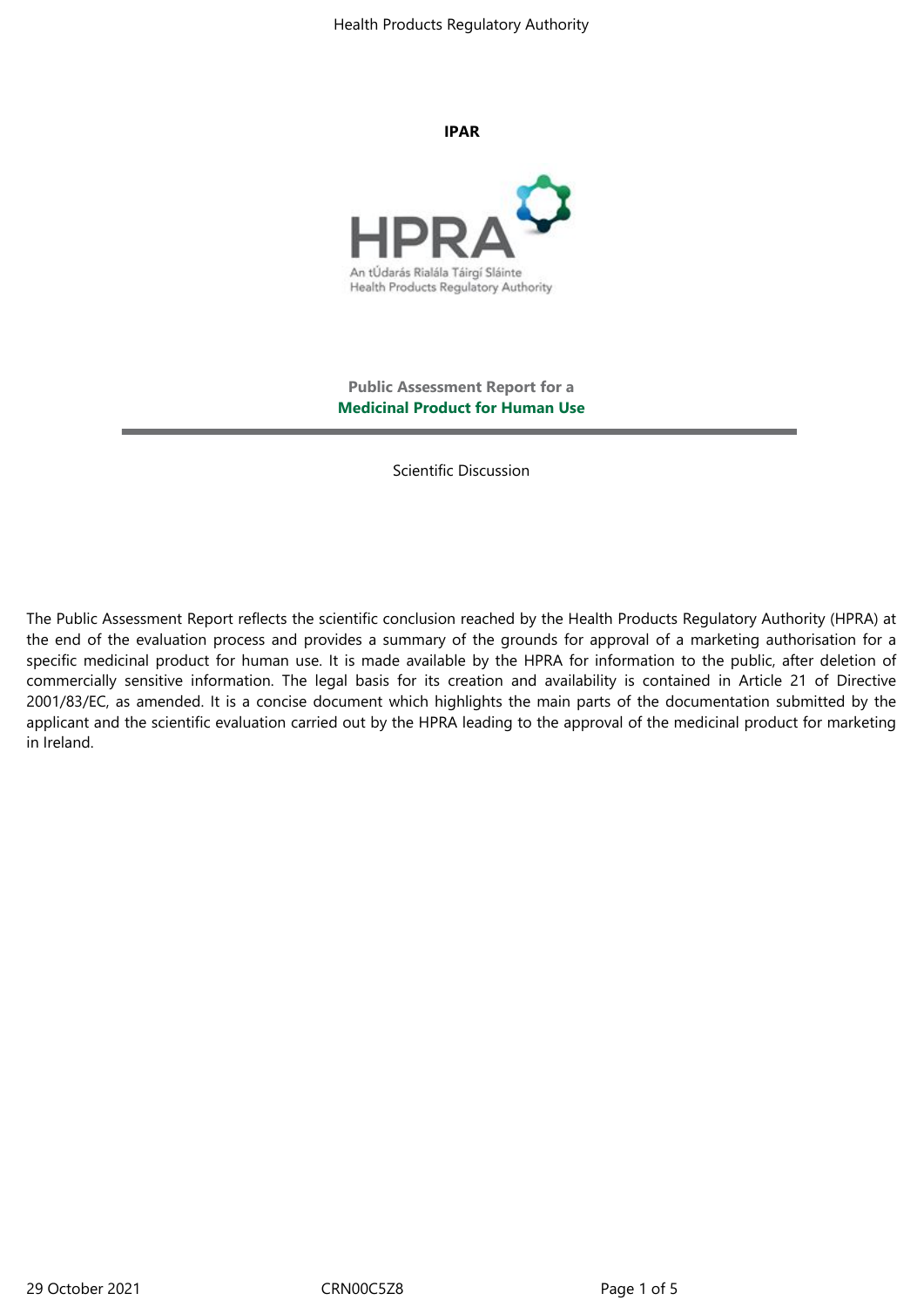**IPAR**

Public Assessment Report for a
**Medicinal Product for Human Use**

Scientific Discussion

The Public Assessment Report reflects the scientific conclusion reached by the Health Products Regulatory Authority (HPRA) at the end of the evaluation process and provides a summary of the grounds for approval of a marketing authorisation for a specific medicinal product for human use. It is made available by the HPRA for information to the public, after deletion of commercially sensitive information. The legal basis for its creation and availability is contained in Article 21 of Directive 2001/83/EC, as amended. It is a concise document which highlights the main parts of the documentation submitted by the applicant and the scientific evaluation carried out by the HPRA leading to the approval of the medicinal product for marketing in Ireland.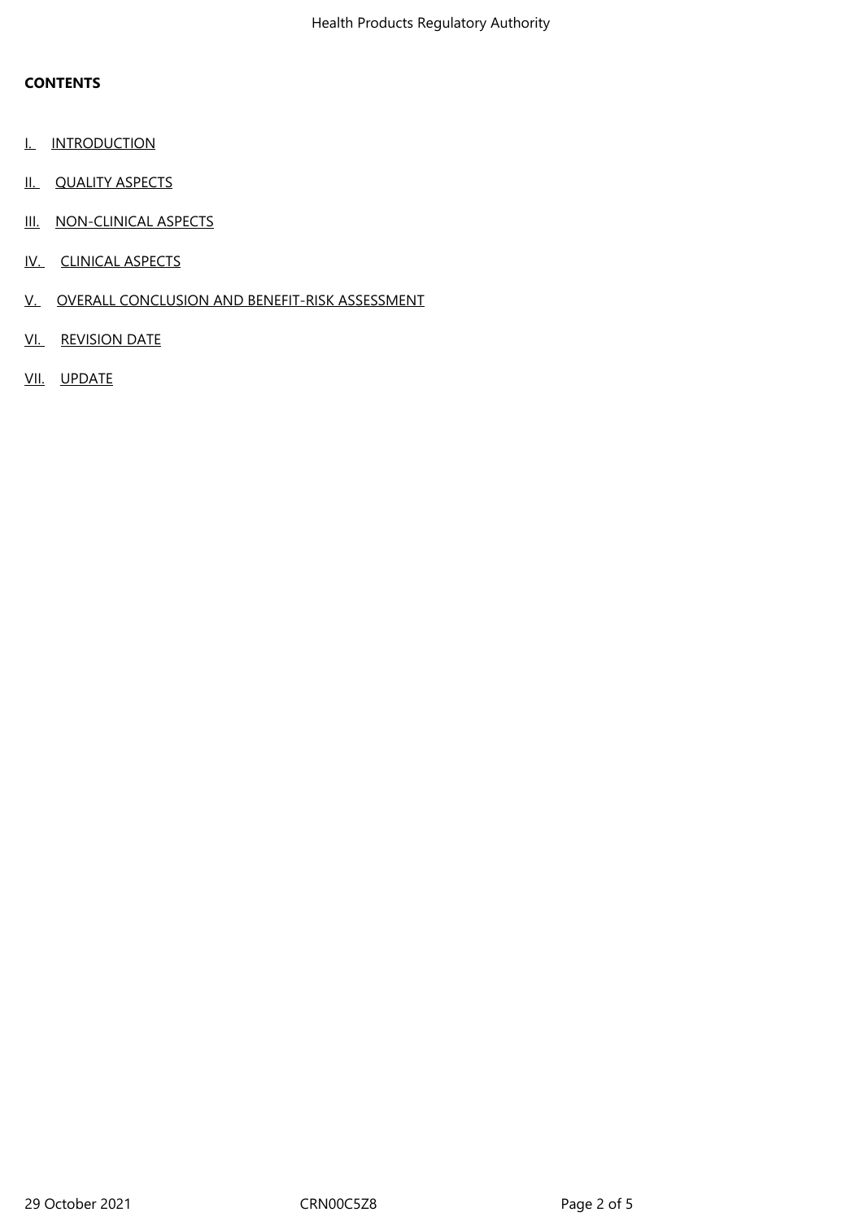**CONTENTS**

I. INTRODUCTION

II. QUALITY ASPECTS

III. NON-CLINICAL ASPECTS

IV. CLINICAL ASPECTS

V. OVERALL CONCLUSION AND BENEFIT-RISK ASSESSMENT

VI. REVISION DATE

VII. UPDATE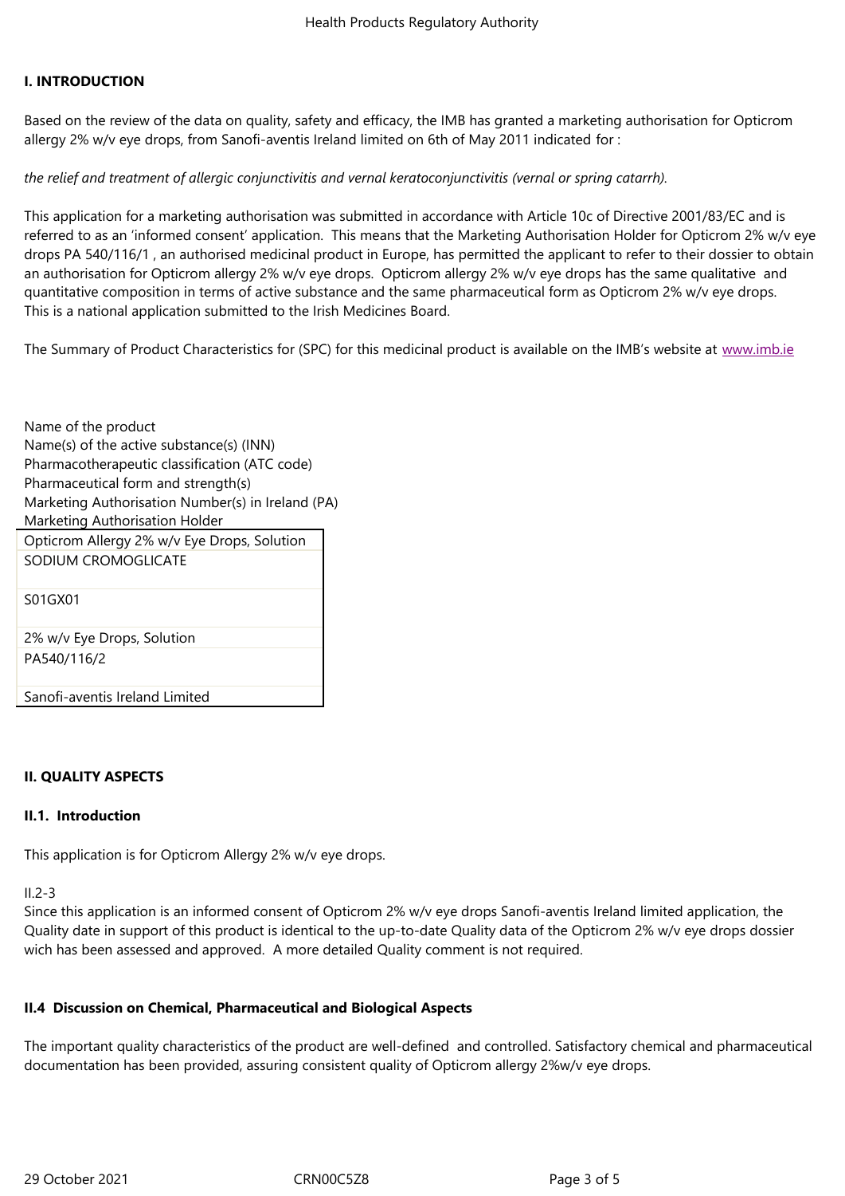## I. INTRODUCTION

Based on the review of the data on quality, safety and efficacy, the IMB has granted a marketing authorisation for Opticrom allergy 2% w/v eye drops, from Sanofi-aventis Ireland limited on 6th of May 2011 indicated for :

*the relief and treatment of allergic conjunctivitis and vernal keratoconjunctivitis (vernal or spring catarrh).*

This application for a marketing authorisation was submitted in accordance with Article 10c of Directive 2001/83/EC and is referred to as an 'informed consent' application. This means that the Marketing Authorisation Holder for Opticrom 2% w/v eye drops PA 540/116/1 , an authorised medicinal product in Europe, has permitted the applicant to refer to their dossier to obtain an authorisation for Opticrom allergy 2% w/v eye drops. Opticrom allergy 2% w/v eye drops has the same qualitative and quantitative composition in terms of active substance and the same pharmaceutical form as Opticrom 2% w/v eye drops. This is a national application submitted to the Irish Medicines Board.

The Summary of Product Characteristics for (SPC) for this medicinal product is available on the IMB's website at www.imb.ie

| | |
|---|---|
| Name of the product | Opticrom Allergy 2% w/v Eye Drops, Solution |
| Name(s) of the active substance(s) (INN) | SODIUM CROMOGLICATE |
| Pharmacotherapeutic classification (ATC code) | S01GX01 |
| Pharmaceutical form and strength(s) | 2% w/v Eye Drops, Solution |
| Marketing Authorisation Number(s) in Ireland (PA) | PA540/116/2 |
| Marketing Authorisation Holder | Sanofi-aventis Ireland Limited |

## II. QUALITY ASPECTS

### II.1. Introduction

This application is for Opticrom Allergy 2% w/v eye drops.

II.2-3

Since this application is an informed consent of Opticrom 2% w/v eye drops Sanofi-aventis Ireland limited application, the Quality date in support of this product is identical to the up-to-date Quality data of the Opticrom 2% w/v eye drops dossier wich has been assessed and approved. A more detailed Quality comment is not required.

### II.4 Discussion on Chemical, Pharmaceutical and Biological Aspects

The important quality characteristics of the product are well-defined and controlled. Satisfactory chemical and pharmaceutical documentation has been provided, assuring consistent quality of Opticrom allergy 2%w/v eye drops.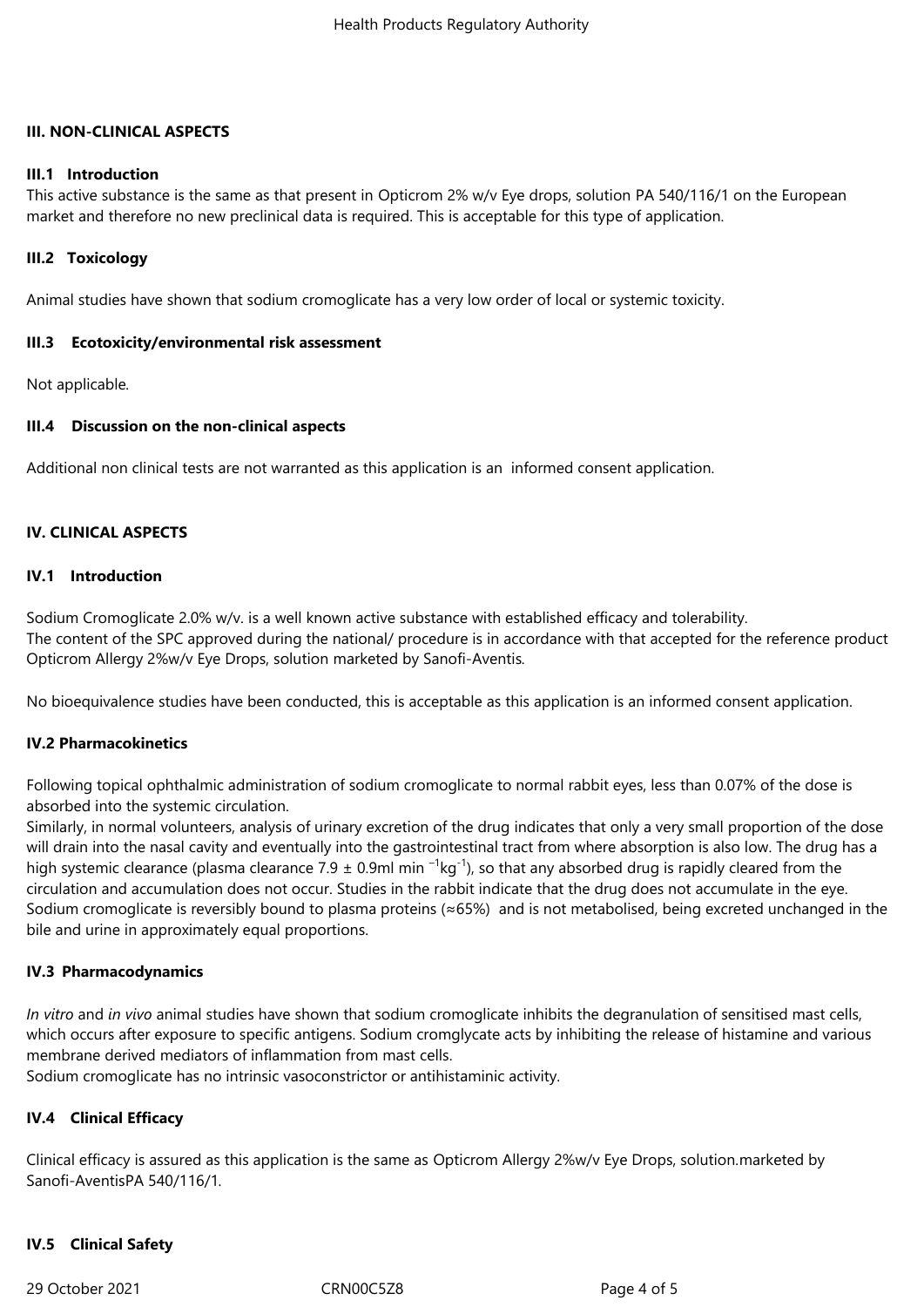## III. NON-CLINICAL ASPECTS

### III.1 Introduction

This active substance is the same as that present in Opticrom 2% w/v Eye drops, solution PA 540/116/1 on the European market and therefore no new preclinical data is required. This is acceptable for this type of application.

### III.2 Toxicology

Animal studies have shown that sodium cromoglicate has a very low order of local or systemic toxicity.

### III.3 Ecotoxicity/environmental risk assessment

Not applicable.

### III.4 Discussion on the non-clinical aspects

Additional non clinical tests are not warranted as this application is an informed consent application.

## IV. CLINICAL ASPECTS

### IV.1 Introduction

Sodium Cromoglicate 2.0% w/v. is a well known active substance with established efficacy and tolerability.
The content of the SPC approved during the national/ procedure is in accordance with that accepted for the reference product Opticrom Allergy 2%w/v Eye Drops, solution marketed by Sanofi-Aventis.

No bioequivalence studies have been conducted, this is acceptable as this application is an informed consent application.

### IV.2 Pharmacokinetics

Following topical ophthalmic administration of sodium cromoglicate to normal rabbit eyes, less than 0.07% of the dose is absorbed into the systemic circulation.
Similarly, in normal volunteers, analysis of urinary excretion of the drug indicates that only a very small proportion of the dose will drain into the nasal cavity and eventually into the gastrointestinal tract from where absorption is also low. The drug has a high systemic clearance (plasma clearance $7.9 \pm 0.9$ml min $^{-1}$kg$^{-1}$), so that any absorbed drug is rapidly cleared from the circulation and accumulation does not occur. Studies in the rabbit indicate that the drug does not accumulate in the eye.
Sodium cromoglicate is reversibly bound to plasma proteins (≈65%) and is not metabolised, being excreted unchanged in the bile and urine in approximately equal proportions.

### IV.3 Pharmacodynamics

*In vitro* and *in vivo* animal studies have shown that sodium cromoglicate inhibits the degranulation of sensitised mast cells, which occurs after exposure to specific antigens. Sodium cromglycate acts by inhibiting the release of histamine and various membrane derived mediators of inflammation from mast cells.
Sodium cromoglicate has no intrinsic vasoconstrictor or antihistaminic activity.

### IV.4 Clinical Efficacy

Clinical efficacy is assured as this application is the same as Opticrom Allergy 2%w/v Eye Drops, solution.marketed by Sanofi-AventisPA 540/116/1.

### IV.5 Clinical Safety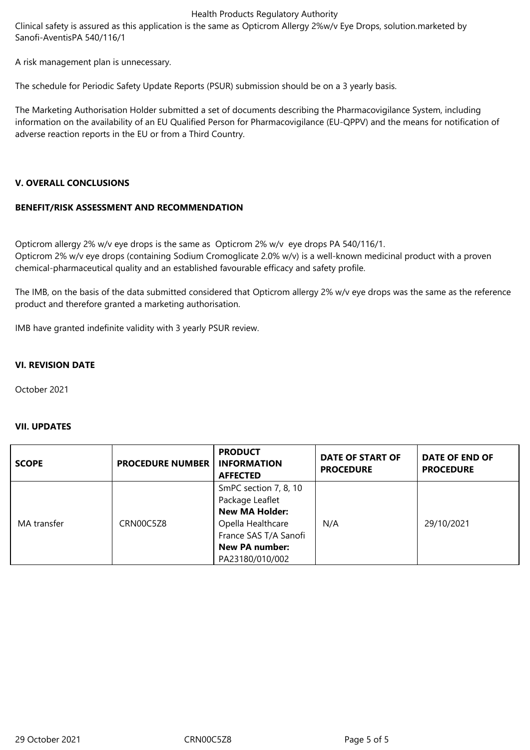Clinical safety is assured as this application is the same as Opticrom Allergy 2%w/v Eye Drops, solution.marketed by Sanofi-AventisPA 540/116/1

A risk management plan is unnecessary.

The schedule for Periodic Safety Update Reports (PSUR) submission should be on a 3 yearly basis.

The Marketing Authorisation Holder submitted a set of documents describing the Pharmacovigilance System, including information on the availability of an EU Qualified Person for Pharmacovigilance (EU-QPPV) and the means for notification of adverse reaction reports in the EU or from a Third Country.

## V. OVERALL CONCLUSIONS

### BENEFIT/RISK ASSESSMENT AND RECOMMENDATION

Opticrom allergy 2% w/v eye drops is the same as Opticrom 2% w/v eye drops PA 540/116/1.
Opticrom 2% w/v eye drops (containing Sodium Cromoglicate 2.0% w/v) is a well-known medicinal product with a proven chemical-pharmaceutical quality and an established favourable efficacy and safety profile.

The IMB, on the basis of the data submitted considered that Opticrom allergy 2% w/v eye drops was the same as the reference product and therefore granted a marketing authorisation.

IMB have granted indefinite validity with 3 yearly PSUR review.

## VI. REVISION DATE

October 2021

## VII. UPDATES

| SCOPE | PROCEDURE NUMBER | PRODUCT INFORMATION AFFECTED | DATE OF START OF PROCEDURE | DATE OF END OF PROCEDURE |
|---|---|---|---|---|
| MA transfer | CRN00C5Z8 | SmPC section 7, 8, 10 Package Leaflet **New MA Holder:** Opella Healthcare France SAS T/A Sanofi **New PA number:** PA23180/010/002 | N/A | 29/10/2021 |